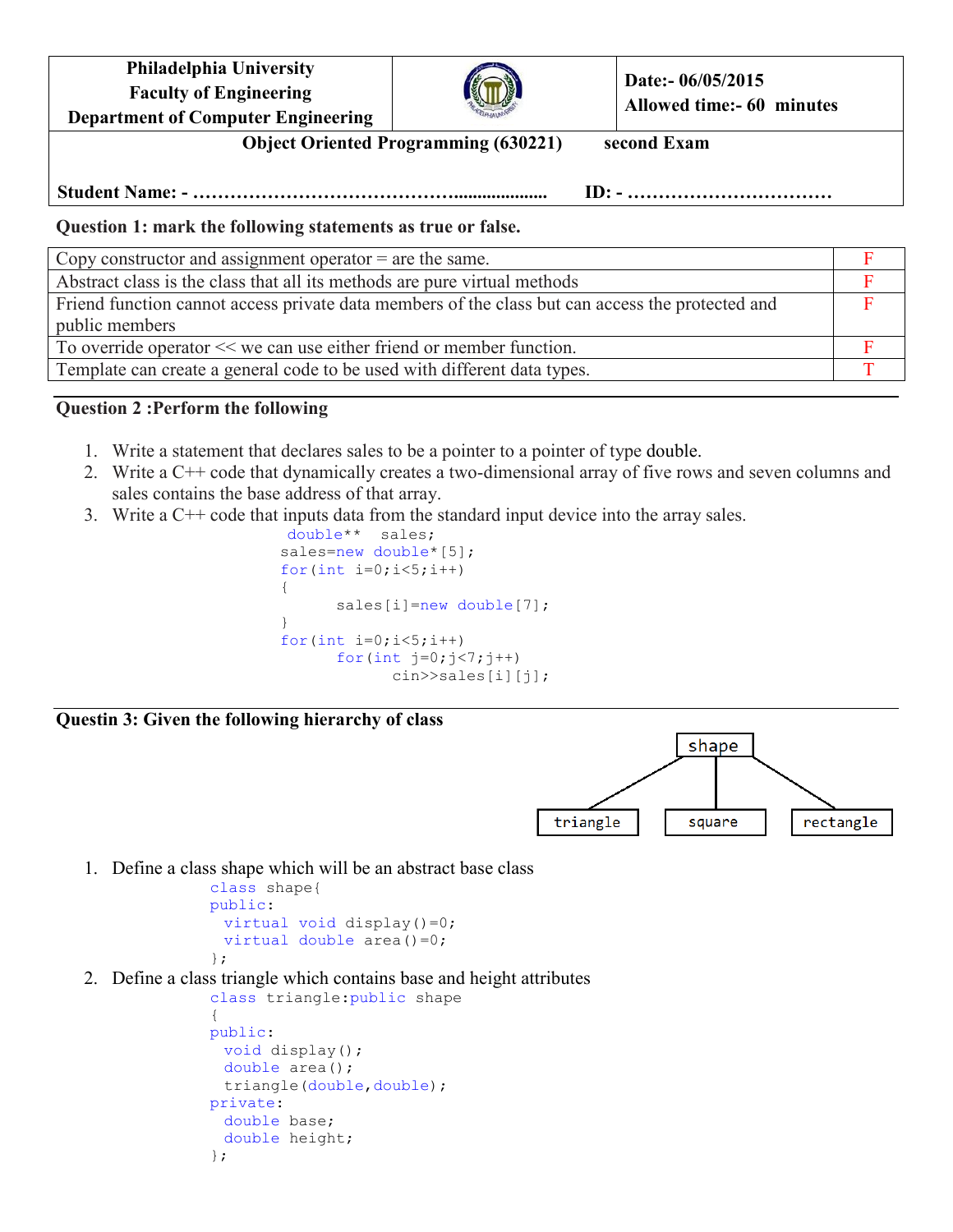| Philadelphia University<br>Faculty of Engineering<br>Department of Computer Engineering | | Date:- 06/05/2015<br>Allowed time:- 60 minutes |
|---|---|---|

**Object Oriented Programming (630221)        second Exam**

**Student Name: - ……………………………………..................        ID: - ……………………………**

**Question 1: mark the following statements as true or false.**

| Statement | Answer |
|---|---|
| Copy constructor and assignment operator = are the same. | F |
| Abstract class is the class that all its methods are pure virtual methods | F |
| Friend function cannot access private data members of the class but can access the protected and public members | F |
| To override operator << we can use either friend or member function. | F |
| Template can create a general code to be used with different data types. | T |

**Question 2 :Perform the following**

1. Write a statement that declares sales to be a pointer to a pointer of type double.
2. Write a C++ code that dynamically creates a two-dimensional array of five rows and seven columns and sales contains the base address of that array.
3. Write a C++ code that inputs data from the standard input device into the array sales.

```
 double**  sales;
sales=new double*[5];
for(int i=0;i<5;i++)
{
      sales[i]=new double[7];
}
for(int i=0;i<5;i++)
      for(int j=0;j<7;j++)
            cin>>sales[i][j];
```

**Questin 3: Given the following hierarchy of class**

```
            shape
     /        |        \
triangle    square    rectangle
```

1. Define a class shape which will be an abstract base class

```
class shape{
public:
  virtual void display()=0;
  virtual double area()=0;
};
```

2. Define a class triangle which contains base and height attributes

```
class triangle:public shape
{
public:
  void display();
  double area();
  triangle(double,double);
private:
  double base;
  double height;
};
```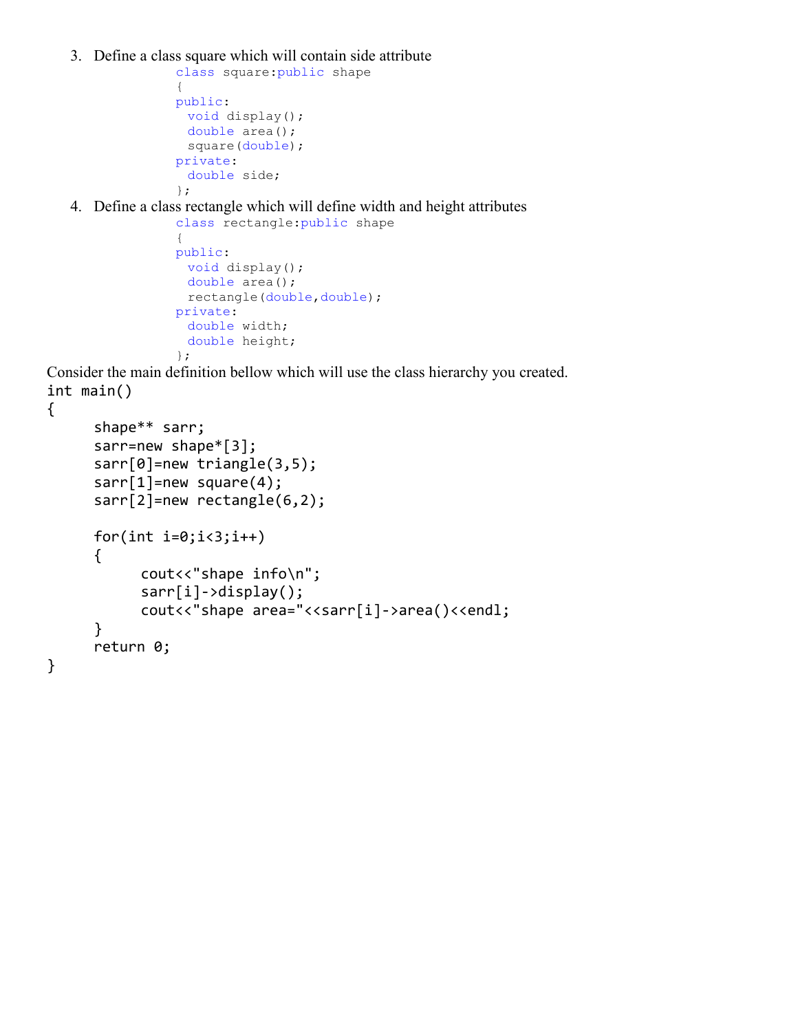3. Define a class square which will contain side attribute

```
class square:public shape
{
public:
  void display();
  double area();
  square(double);
private:
  double side;
};
```

4. Define a class rectangle which will define width and height attributes

```
class rectangle:public shape
{
public:
  void display();
  double area();
  rectangle(double,double);
private:
  double width;
  double height;
};
```

Consider the main definition bellow which will use the class hierarchy you created.

```
int main()
{
      shape** sarr;
      sarr=new shape*[3];
      sarr[0]=new triangle(3,5);
      sarr[1]=new square(4);
      sarr[2]=new rectangle(6,2);

      for(int i=0;i<3;i++)
      {
            cout<<"shape info\n";
            sarr[i]->display();
            cout<<"shape area="<<sarr[i]->area()<<endl;
      }
      return 0;
}
```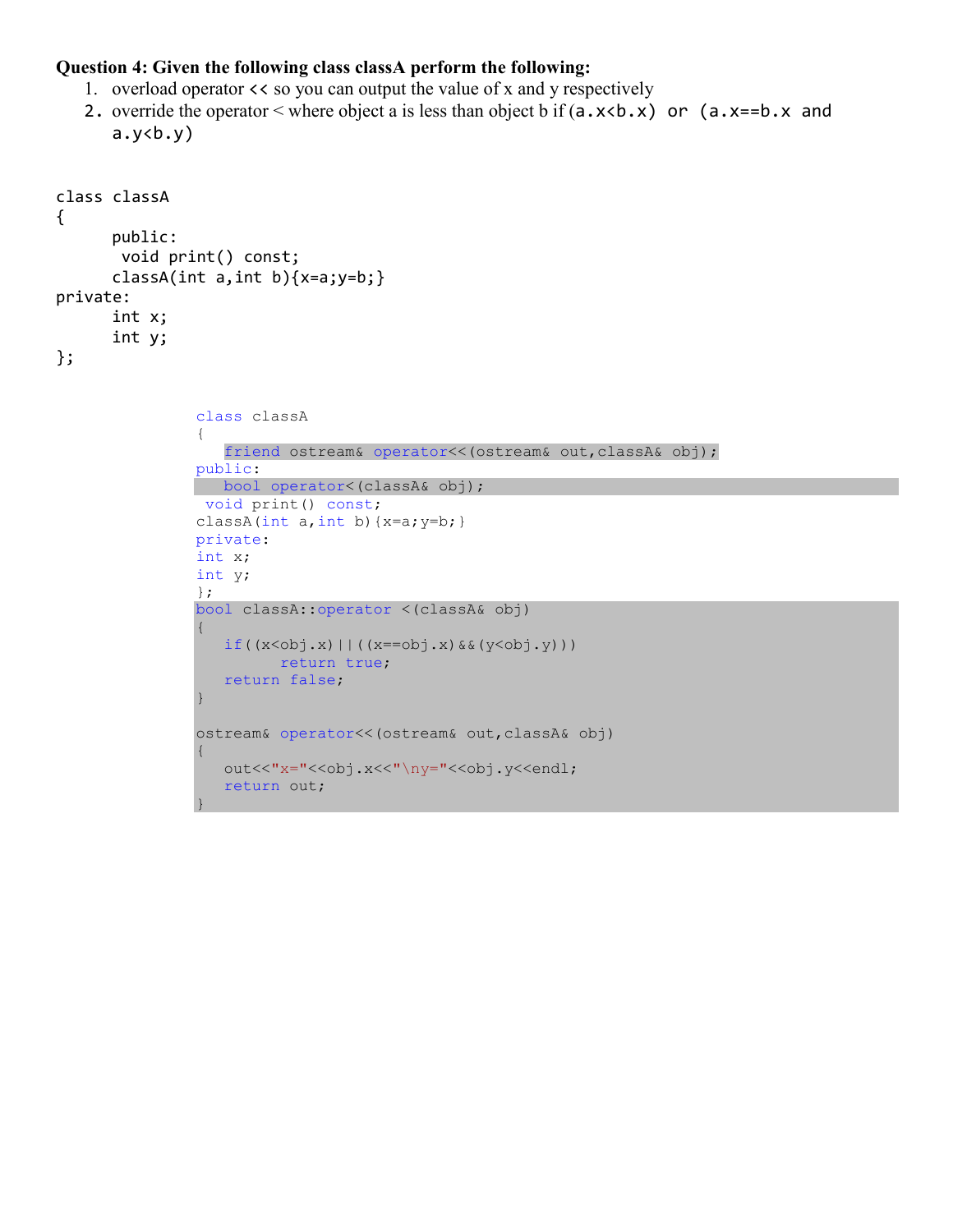**Question 4: Given the following class classA perform the following:**

1. overload operator `<<` so you can output the value of x and y respectively
2. override the operator < where object a is less than object b if `(a.x<b.x) or (a.x==b.x and a.y<b.y)`

```
class classA
{
      public:
       void print() const;
      classA(int a,int b){x=a;y=b;}
private:
      int x;
      int y;
};
```

```
class classA
{
   friend ostream& operator<<(ostream& out,classA& obj);
public:
   bool operator<(classA& obj);
 void print() const;
classA(int a,int b){x=a;y=b;}
private:
int x;
int y;
};
bool classA::operator <(classA& obj)
{
   if((x<obj.x)||((x==obj.x)&&(y<obj.y)))
         return true;
   return false;
}

ostream& operator<<(ostream& out,classA& obj)
{
   out<<"x="<<obj.x<<"\ny="<<obj.y<<endl;
   return out;
}
```